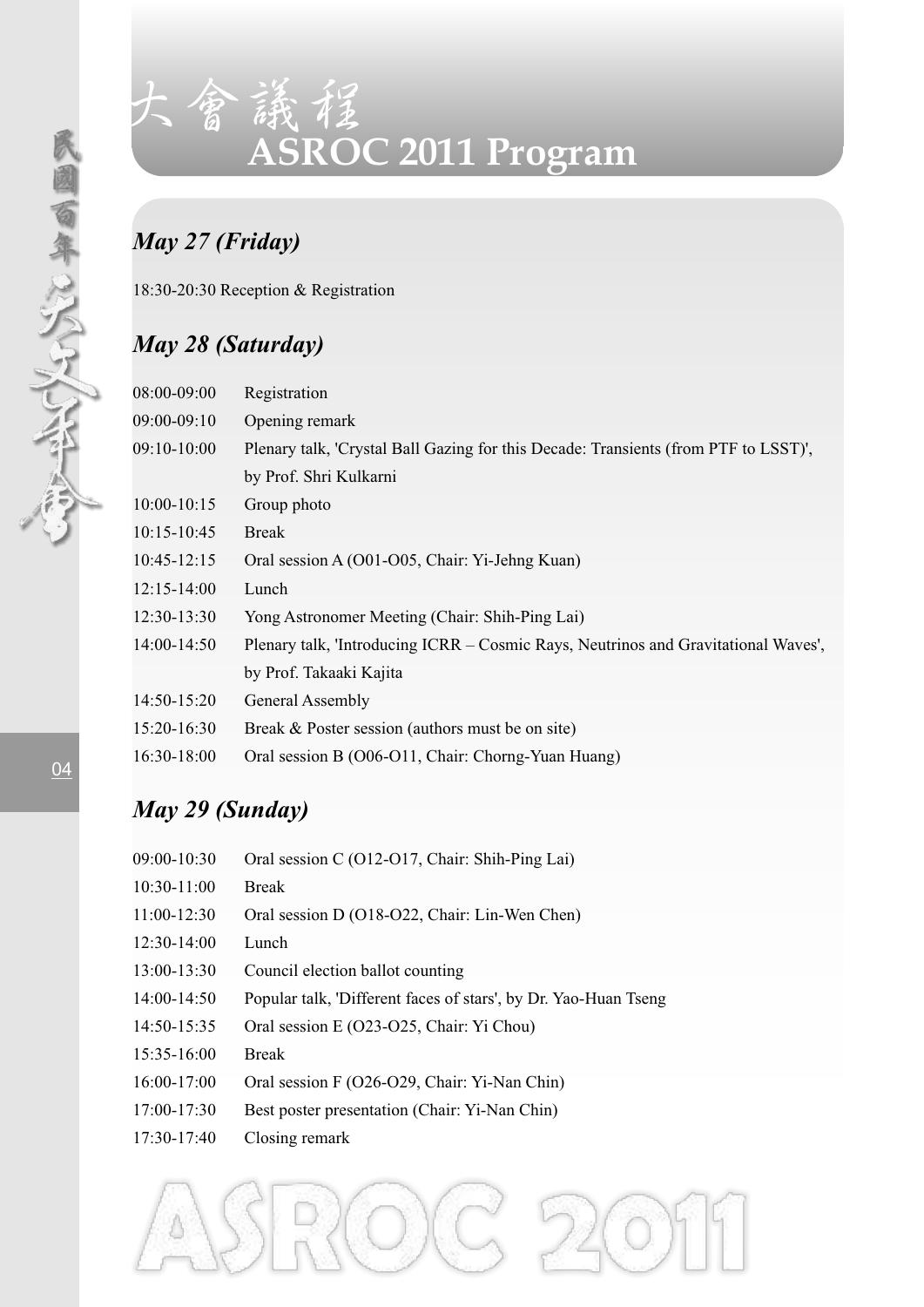# 大會議程
# ASROC 2011 Program

## *May 27 (Friday)*

18:30-20:30 Reception & Registration

## *May 28 (Saturday)*

| | |
|---|---|
| 08:00-09:00 | Registration |
| 09:00-09:10 | Opening remark |
| 09:10-10:00 | Plenary talk, 'Crystal Ball Gazing for this Decade: Transients (from PTF to LSST)', by Prof. Shri Kulkarni |
| 10:00-10:15 | Group photo |
| 10:15-10:45 | Break |
| 10:45-12:15 | Oral session A (O01-O05, Chair: Yi-Jehng Kuan) |
| 12:15-14:00 | Lunch |
| 12:30-13:30 | Yong Astronomer Meeting (Chair: Shih-Ping Lai) |
| 14:00-14:50 | Plenary talk, 'Introducing ICRR – Cosmic Rays, Neutrinos and Gravitational Waves', by Prof. Takaaki Kajita |
| 14:50-15:20 | General Assembly |
| 15:20-16:30 | Break & Poster session (authors must be on site) |
| 16:30-18:00 | Oral session B (O06-O11, Chair: Chorng-Yuan Huang) |

## *May 29 (Sunday)*

| | |
|---|---|
| 09:00-10:30 | Oral session C (O12-O17, Chair: Shih-Ping Lai) |
| 10:30-11:00 | Break |
| 11:00-12:30 | Oral session D (O18-O22, Chair: Lin-Wen Chen) |
| 12:30-14:00 | Lunch |
| 13:00-13:30 | Council election ballot counting |
| 14:00-14:50 | Popular talk, 'Different faces of stars', by Dr. Yao-Huan Tseng |
| 14:50-15:35 | Oral session E (O23-O25, Chair: Yi Chou) |
| 15:35-16:00 | Break |
| 16:00-17:00 | Oral session F (O26-O29, Chair: Yi-Nan Chin) |
| 17:00-17:30 | Best poster presentation (Chair: Yi-Nan Chin) |
| 17:30-17:40 | Closing remark |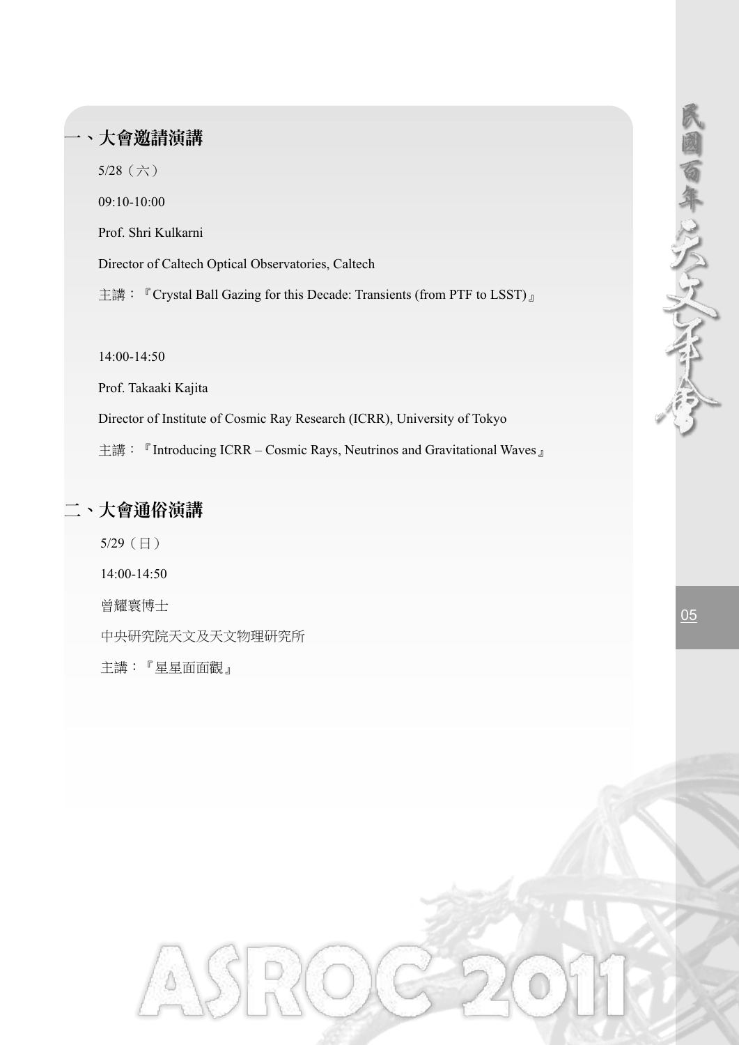## 一、大會邀請演講

5/28（六）

09:10-10:00

Prof. Shri Kulkarni

Director of Caltech Optical Observatories, Caltech

主講：『Crystal Ball Gazing for this Decade: Transients (from PTF to LSST)』

14:00-14:50

Prof. Takaaki Kajita

Director of Institute of Cosmic Ray Research (ICRR), University of Tokyo

主講：『Introducing ICRR – Cosmic Rays, Neutrinos and Gravitational Waves』

## 二、大會通俗演講

5/29（日）

14:00-14:50

曾耀寰博士

中央研究院天文及天文物理研究所

主講：『星星面面觀』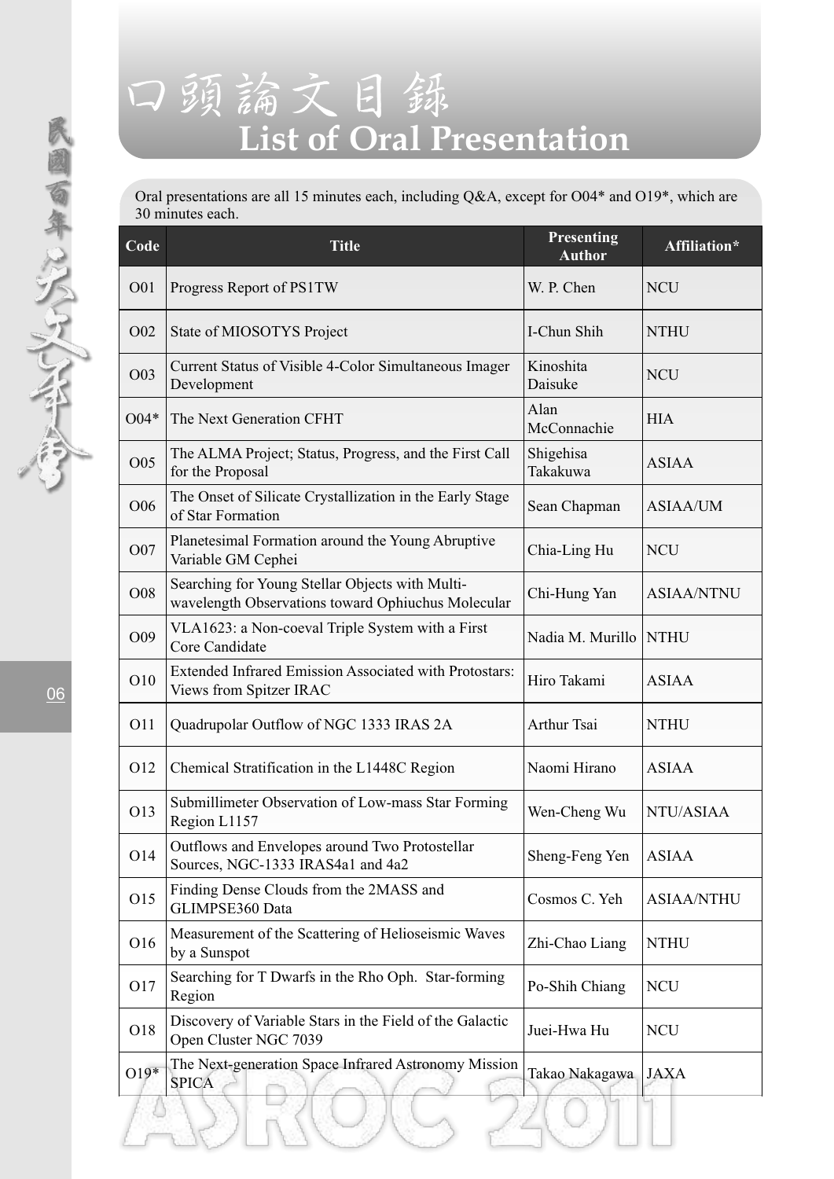# 口頭論文目錄
# List of Oral Presentation

Oral presentations are all 15 minutes each, including Q&A, except for O04* and O19*, which are 30 minutes each.

| Code | Title | Presenting Author | Affiliation* |
|---|---|---|---|
| O01 | Progress Report of PS1TW | W. P. Chen | NCU |
| O02 | State of MIOSOTYS Project | I-Chun Shih | NTHU |
| O03 | Current Status of Visible 4-Color Simultaneous Imager Development | Kinoshita Daisuke | NCU |
| O04* | The Next Generation CFHT | Alan McConnachie | HIA |
| O05 | The ALMA Project; Status, Progress, and the First Call for the Proposal | Shigehisa Takakuwa | ASIAA |
| O06 | The Onset of Silicate Crystallization in the Early Stage of Star Formation | Sean Chapman | ASIAA/UM |
| O07 | Planetesimal Formation around the Young Abruptive Variable GM Cephei | Chia-Ling Hu | NCU |
| O08 | Searching for Young Stellar Objects with Multi-wavelength Observations toward Ophiuchus Molecular | Chi-Hung Yan | ASIAA/NTNU |
| O09 | VLA1623: a Non-coeval Triple System with a First Core Candidate | Nadia M. Murillo | NTHU |
| O10 | Extended Infrared Emission Associated with Protostars: Views from Spitzer IRAC | Hiro Takami | ASIAA |
| O11 | Quadrupolar Outflow of NGC 1333 IRAS 2A | Arthur Tsai | NTHU |
| O12 | Chemical Stratification in the L1448C Region | Naomi Hirano | ASIAA |
| O13 | Submillimeter Observation of Low-mass Star Forming Region L1157 | Wen-Cheng Wu | NTU/ASIAA |
| O14 | Outflows and Envelopes around Two Protostellar Sources, NGC-1333 IRAS4a1 and 4a2 | Sheng-Feng Yen | ASIAA |
| O15 | Finding Dense Clouds from the 2MASS and GLIMPSE360 Data | Cosmos C. Yeh | ASIAA/NTHU |
| O16 | Measurement of the Scattering of Helioseismic Waves by a Sunspot | Zhi-Chao Liang | NTHU |
| O17 | Searching for T Dwarfs in the Rho Oph. Star-forming Region | Po-Shih Chiang | NCU |
| O18 | Discovery of Variable Stars in the Field of the Galactic Open Cluster NGC 7039 | Juei-Hwa Hu | NCU |
| O19* | The Next-generation Space Infrared Astronomy Mission SPICA | Takao Nakagawa | JAXA |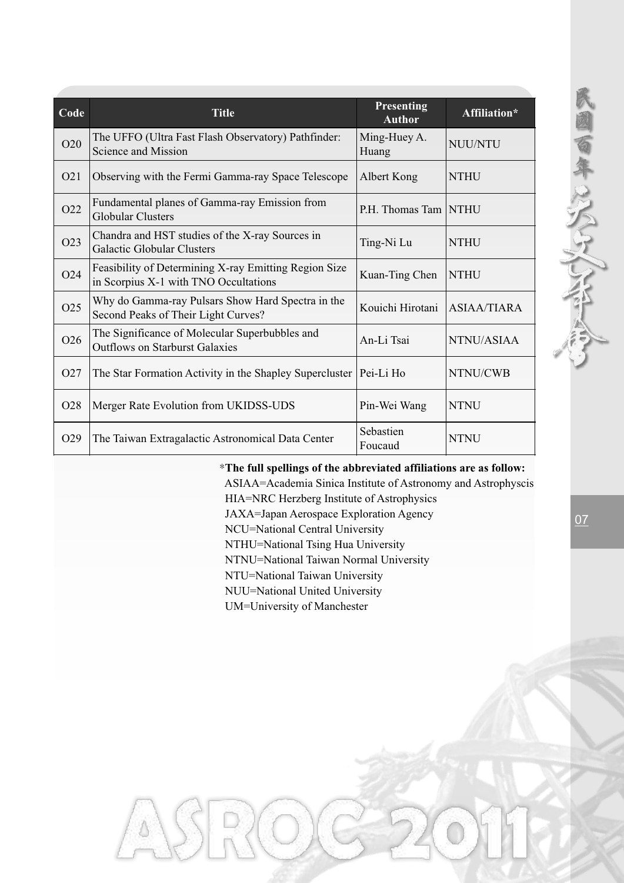| Code | Title | Presenting Author | Affiliation* |
|---|---|---|---|
| O20 | The UFFO (Ultra Fast Flash Observatory) Pathfinder: Science and Mission | Ming-Huey A. Huang | NUU/NTU |
| O21 | Observing with the Fermi Gamma-ray Space Telescope | Albert Kong | NTHU |
| O22 | Fundamental planes of Gamma-ray Emission from Globular Clusters | P.H. Thomas Tam | NTHU |
| O23 | Chandra and HST studies of the X-ray Sources in Galactic Globular Clusters | Ting-Ni Lu | NTHU |
| O24 | Feasibility of Determining X-ray Emitting Region Size in Scorpius X-1 with TNO Occultations | Kuan-Ting Chen | NTHU |
| O25 | Why do Gamma-ray Pulsars Show Hard Spectra in the Second Peaks of Their Light Curves? | Kouichi Hirotani | ASIAA/TIARA |
| O26 | The Significance of Molecular Superbubbles and Outflows on Starburst Galaxies | An-Li Tsai | NTNU/ASIAA |
| O27 | The Star Formation Activity in the Shapley Supercluster | Pei-Li Ho | NTNU/CWB |
| O28 | Merger Rate Evolution from UKIDSS-UDS | Pin-Wei Wang | NTNU |
| O29 | The Taiwan Extragalactic Astronomical Data Center | Sebastien Foucaud | NTNU |

*The full spellings of the abbreviated affiliations are as follow:**

ASIAA=Academia Sinica Institute of Astronomy and Astrophyscis
HIA=NRC Herzberg Institute of Astrophysics
JAXA=Japan Aerospace Exploration Agency
NCU=National Central University
NTHU=National Tsing Hua University
NTNU=National Taiwan Normal University
NTU=National Taiwan University
NUU=National United University
UM=University of Manchester